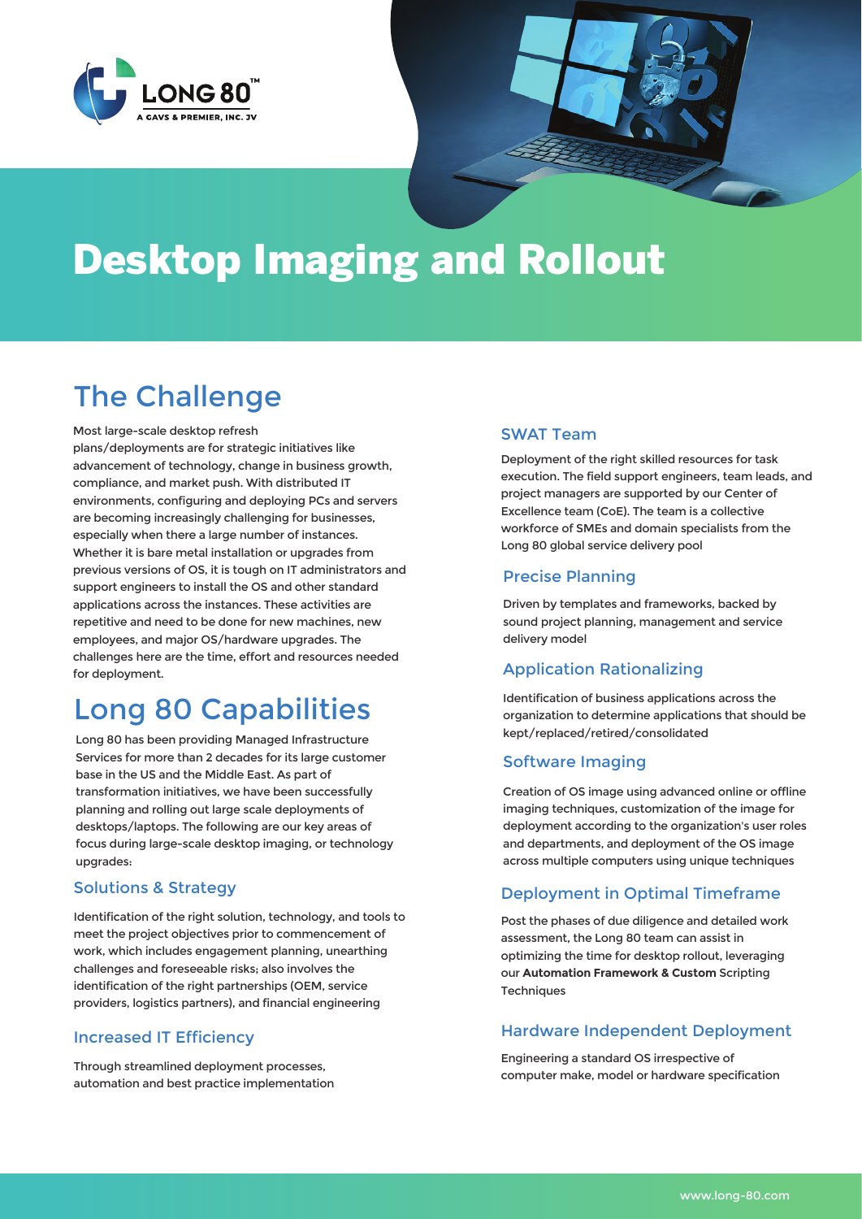LONG 80™

A GAVS & PREMIER, INC. JV

# Desktop Imaging and Rollout

## The Challenge

Most large-scale desktop refresh plans/deployments are for strategic initiatives like advancement of technology, change in business growth, compliance, and market push. With distributed IT environments, configuring and deploying PCs and servers are becoming increasingly challenging for businesses, especially when there a large number of instances. Whether it is bare metal installation or upgrades from previous versions of OS, it is tough on IT administrators and support engineers to install the OS and other standard applications across the instances. These activities are repetitive and need to be done for new machines, new employees, and major OS/hardware upgrades. The challenges here are the time, effort and resources needed for deployment.

## Long 80 Capabilities

Long 80 has been providing Managed Infrastructure Services for more than 2 decades for its large customer base in the US and the Middle East. As part of transformation initiatives, we have been successfully planning and rolling out large scale deployments of desktops/laptops. The following are our key areas of focus during large-scale desktop imaging, or technology upgrades:

### Solutions & Strategy

Identification of the right solution, technology, and tools to meet the project objectives prior to commencement of work, which includes engagement planning, unearthing challenges and foreseeable risks; also involves the identification of the right partnerships (OEM, service providers, logistics partners), and financial engineering

### Increased IT Efficiency

Through streamlined deployment processes, automation and best practice implementation

### SWAT Team

Deployment of the right skilled resources for task execution. The field support engineers, team leads, and project managers are supported by our Center of Excellence team (CoE). The team is a collective workforce of SMEs and domain specialists from the Long 80 global service delivery pool

### Precise Planning

Driven by templates and frameworks, backed by sound project planning, management and service delivery model

### Application Rationalizing

Identification of business applications across the organization to determine applications that should be kept/replaced/retired/consolidated

### Software Imaging

Creation of OS image using advanced online or offline imaging techniques, customization of the image for deployment according to the organization's user roles and departments, and deployment of the OS image across multiple computers using unique techniques

### Deployment in Optimal Timeframe

Post the phases of due diligence and detailed work assessment, the Long 80 team can assist in optimizing the time for desktop rollout, leveraging our **Automation Framework & Custom** Scripting Techniques

### Hardware Independent Deployment

Engineering a standard OS irrespective of computer make, model or hardware specification

www.long-80.com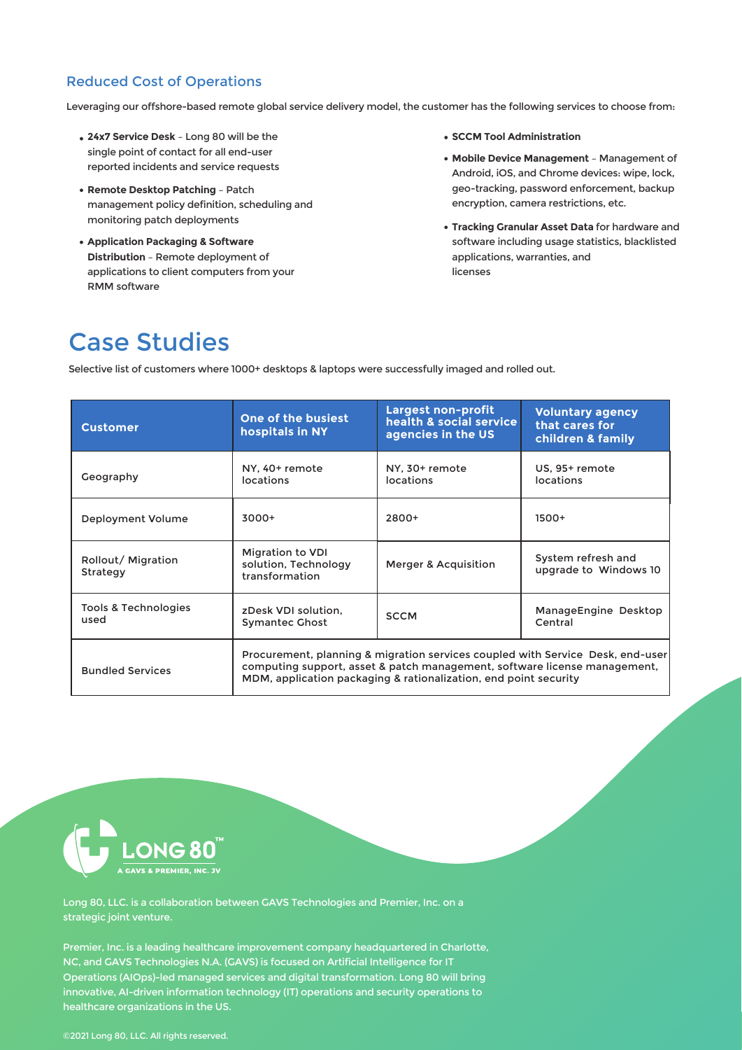### Reduced Cost of Operations

Leveraging our offshore-based remote global service delivery model, the customer has the following services to choose from:

- **24x7 Service Desk** – Long 80 will be the single point of contact for all end-user reported incidents and service requests
- **Remote Desktop Patching** – Patch management policy definition, scheduling and monitoring patch deployments
- **Application Packaging & Software Distribution** – Remote deployment of applications to client computers from your RMM software
- **SCCM Tool Administration**
- **Mobile Device Management** – Management of Android, iOS, and Chrome devices: wipe, lock, geo-tracking, password enforcement, backup encryption, camera restrictions, etc.
- **Tracking Granular Asset Data** for hardware and software including usage statistics, blacklisted applications, warranties, and licenses

# Case Studies

Selective list of customers where 1000+ desktops & laptops were successfully imaged and rolled out.

| Customer | One of the busiest hospitals in NY | Largest non-profit health & social service agencies in the US | Voluntary agency that cares for children & family |
|---|---|---|---|
| Geography | NY, 40+ remote locations | NY, 30+ remote locations | US, 95+ remote locations |
| Deployment Volume | 3000+ | 2800+ | 1500+ |
| Rollout/ Migration Strategy | Migration to VDI solution, Technology transformation | Merger & Acquisition | System refresh and upgrade to Windows 10 |
| Tools & Technologies used | zDesk VDI solution, Symantec Ghost | SCCM | ManageEngine Desktop Central |
| Bundled Services | Procurement, planning & migration services coupled with Service Desk, end-user computing support, asset & patch management, software license management, MDM, application packaging & rationalization, end point security | | |

LONG 80™

A GAVS & PREMIER, INC. JV

Long 80, LLC. is a collaboration between GAVS Technologies and Premier, Inc. on a strategic joint venture.

Premier, Inc. is a leading healthcare improvement company headquartered in Charlotte, NC, and GAVS Technologies N.A. (GAVS) is focused on Artificial Intelligence for IT Operations (AIOps)-led managed services and digital transformation. Long 80 will bring innovative, AI-driven information technology (IT) operations and security operations to healthcare organizations in the US.

©2021 Long 80, LLC. All rights reserved.